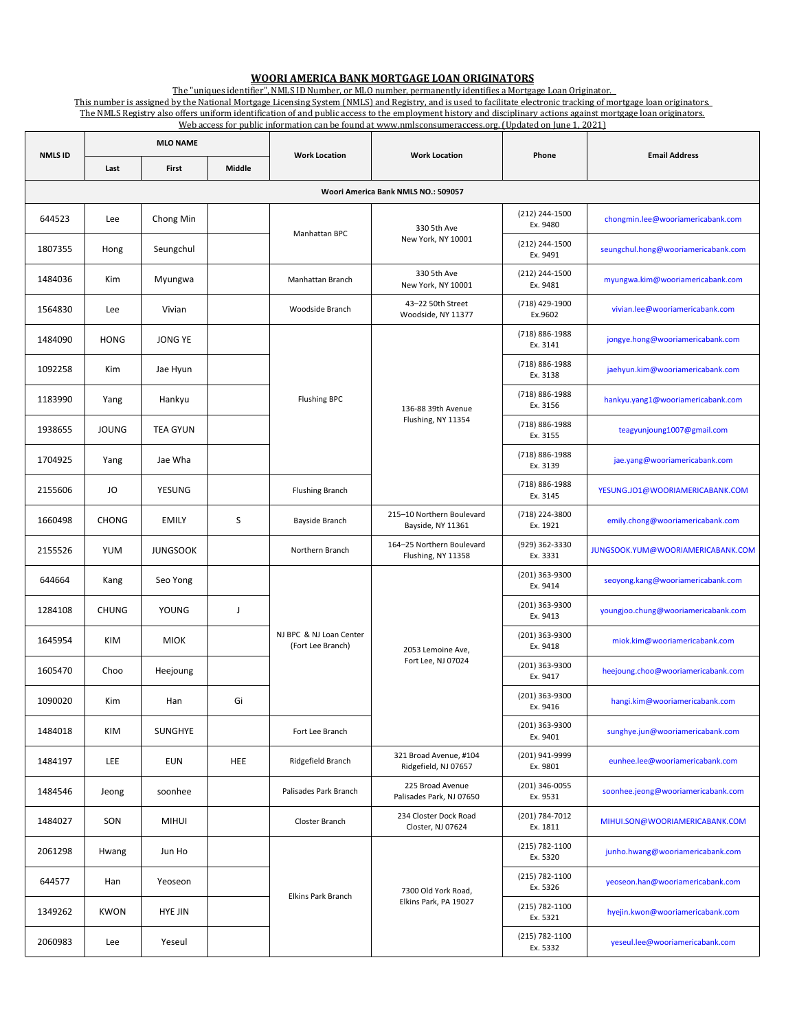# WOORI AMERICA BANK MORTGAGE LOAN ORIGINATORS

The "uniques identifier", NMLS ID Number, or MLO number, permanently identifies a Mortgage Loan Originator.
This number is assigned by the National Mortgage Licensing System (NMLS) and Registry, and is used to facilitate electronic tracking of mortgage loan originators.
The NMLS Registry also offers uniform identification of and public access to the employment history and disciplinary actions against mortgage loan originators.
Web access for public information can be found at www.nmlsconsumeraccess.org. (Updated on June 1, 2021)

| NMLS ID | MLO NAME | | | Work Location | Work Location | Phone | Email Address |
|---|---|---|---|---|---|---|---|
| | Last | First | Middle | | | | |
| Woori America Bank NMLS NO.: 509057 | | | | | | | |
| 644523 | Lee | Chong Min | | Manhattan BPC | 330 5th Ave New York, NY 10001 | (212) 244-1500 Ex. 9480 | chongmin.lee@wooriamericabank.com |
| 1807355 | Hong | Seungchul | | Manhattan BPC | 330 5th Ave New York, NY 10001 | (212) 244-1500 Ex. 9491 | seungchul.hong@wooriamericabank.com |
| 1484036 | Kim | Myungwa | | Manhattan Branch | 330 5th Ave New York, NY 10001 | (212) 244-1500 Ex. 9481 | myungwa.kim@wooriamericabank.com |
| 1564830 | Lee | Vivian | | Woodside Branch | 43–22 50th Street Woodside, NY 11377 | (718) 429-1900 Ex.9602 | vivian.lee@wooriamericabank.com |
| 1484090 | HONG | JONG YE | | Flushing BPC | 136-88 39th Avenue Flushing, NY 11354 | (718) 886-1988 Ex. 3141 | jongye.hong@wooriamericabank.com |
| 1092258 | Kim | Jae Hyun | | Flushing BPC | 136-88 39th Avenue Flushing, NY 11354 | (718) 886-1988 Ex. 3138 | jaehyun.kim@wooriamericabank.com |
| 1183990 | Yang | Hankyu | | Flushing BPC | 136-88 39th Avenue Flushing, NY 11354 | (718) 886-1988 Ex. 3156 | hankyu.yang1@wooriamericabank.com |
| 1938655 | JOUNG | TEA GYUN | | Flushing BPC | 136-88 39th Avenue Flushing, NY 11354 | (718) 886-1988 Ex. 3155 | teagyunjoung1007@gmail.com |
| 1704925 | Yang | Jae Wha | | Flushing BPC | 136-88 39th Avenue Flushing, NY 11354 | (718) 886-1988 Ex. 3139 | jae.yang@wooriamericabank.com |
| 2155606 | JO | YESUNG | | Flushing Branch | 136-88 39th Avenue Flushing, NY 11354 | (718) 886-1988 Ex. 3145 | YESUNG.JO1@WOORIAMERICABANK.COM |
| 1660498 | CHONG | EMILY | S | Bayside Branch | 215–10 Northern Boulevard Bayside, NY 11361 | (718) 224-3800 Ex. 1921 | emily.chong@wooriamericabank.com |
| 2155526 | YUM | JUNGSOOK | | Northern Branch | 164–25 Northern Boulevard Flushing, NY 11358 | (929) 362-3330 Ex. 3331 | JUNGSOOK.YUM@WOORIAMERICABANK.COM |
| 644664 | Kang | Seo Yong | | NJ BPC & NJ Loan Center (Fort Lee Branch) | 2053 Lemoine Ave, Fort Lee, NJ 07024 | (201) 363-9300 Ex. 9414 | seoyong.kang@wooriamericabank.com |
| 1284108 | CHUNG | YOUNG | J | NJ BPC & NJ Loan Center (Fort Lee Branch) | 2053 Lemoine Ave, Fort Lee, NJ 07024 | (201) 363-9300 Ex. 9413 | youngjoo.chung@wooriamericabank.com |
| 1645954 | KIM | MIOK | | NJ BPC & NJ Loan Center (Fort Lee Branch) | 2053 Lemoine Ave, Fort Lee, NJ 07024 | (201) 363-9300 Ex. 9418 | miok.kim@wooriamericabank.com |
| 1605470 | Choo | Heejoung | | NJ BPC & NJ Loan Center (Fort Lee Branch) | 2053 Lemoine Ave, Fort Lee, NJ 07024 | (201) 363-9300 Ex. 9417 | heejoung.choo@wooriamericabank.com |
| 1090020 | Kim | Han | Gi | NJ BPC & NJ Loan Center (Fort Lee Branch) | 2053 Lemoine Ave, Fort Lee, NJ 07024 | (201) 363-9300 Ex. 9416 | hangi.kim@wooriamericabank.com |
| 1484018 | KIM | SUNGHYE | | Fort Lee Branch | 2053 Lemoine Ave, Fort Lee, NJ 07024 | (201) 363-9300 Ex. 9401 | sunghye.jun@wooriamericabank.com |
| 1484197 | LEE | EUN | HEE | Ridgefield Branch | 321 Broad Avenue, #104 Ridgefield, NJ 07657 | (201) 941-9999 Ex. 9801 | eunhee.lee@wooriamericabank.com |
| 1484546 | Jeong | soonhee | | Palisades Park Branch | 225 Broad Avenue Palisades Park, NJ 07650 | (201) 346-0055 Ex. 9531 | soonhee.jeong@wooriamericabank.com |
| 1484027 | SON | MIHUI | | Closter Branch | 234 Closter Dock Road Closter, NJ 07624 | (201) 784-7012 Ex. 1811 | MIHUI.SON@WOORIAMERICABANK.COM |
| 2061298 | Hwang | Jun Ho | | Elkins Park Branch | 7300 Old York Road, Elkins Park, PA 19027 | (215) 782-1100 Ex. 5320 | junho.hwang@wooriamericabank.com |
| 644577 | Han | Yeoseon | | Elkins Park Branch | 7300 Old York Road, Elkins Park, PA 19027 | (215) 782-1100 Ex. 5326 | yeoseon.han@wooriamericabank.com |
| 1349262 | KWON | HYE JIN | | Elkins Park Branch | 7300 Old York Road, Elkins Park, PA 19027 | (215) 782-1100 Ex. 5321 | hyejin.kwon@wooriamericabank.com |
| 2060983 | Lee | Yeseul | | Elkins Park Branch | 7300 Old York Road, Elkins Park, PA 19027 | (215) 782-1100 Ex. 5332 | yeseul.lee@wooriamericabank.com |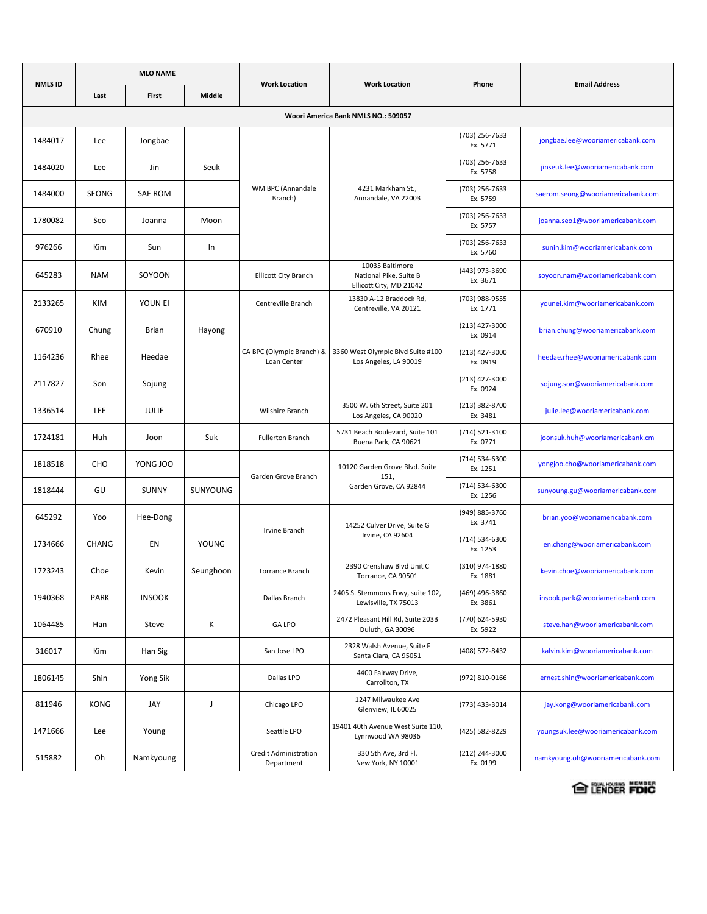| NMLS ID | MLO NAME | | | Work Location | Work Location | Phone | Email Address |
|---|---|---|---|---|---|---|---|
| | Last | First | Middle | | | | |
| Woori America Bank NMLS NO.: 509057 | | | | | | | |
| 1484017 | Lee | Jongbae | | WM BPC (Annandale Branch) | 4231 Markham St., Annandale, VA 22003 | (703) 256-7633 Ex. 5771 | jongbae.lee@wooriamericabank.com |
| 1484020 | Lee | Jin | Seuk | WM BPC (Annandale Branch) | 4231 Markham St., Annandale, VA 22003 | (703) 256-7633 Ex. 5758 | jinseuk.lee@wooriamericabank.com |
| 1484000 | SEONG | SAE ROM | | WM BPC (Annandale Branch) | 4231 Markham St., Annandale, VA 22003 | (703) 256-7633 Ex. 5759 | saerom.seong@wooriamericabank.com |
| 1780082 | Seo | Joanna | Moon | WM BPC (Annandale Branch) | 4231 Markham St., Annandale, VA 22003 | (703) 256-7633 Ex. 5757 | joanna.seo1@wooriamericabank.com |
| 976266 | Kim | Sun | In | WM BPC (Annandale Branch) | 4231 Markham St., Annandale, VA 22003 | (703) 256-7633 Ex. 5760 | sunin.kim@wooriamericabank.com |
| 645283 | NAM | SOYOON | | Ellicott City Branch | 10035 Baltimore National Pike, Suite B Ellicott City, MD 21042 | (443) 973-3690 Ex. 3671 | soyoon.nam@wooriamericabank.com |
| 2133265 | KIM | YOUN EI | | Centreville Branch | 13830 A-12 Braddock Rd, Centreville, VA 20121 | (703) 988-9555 Ex. 1771 | younei.kim@wooriamericabank.com |
| 670910 | Chung | Brian | Hayong | CA BPC (Olympic Branch) & Loan Center | 3360 West Olympic Blvd Suite #100 Los Angeles, LA 90019 | (213) 427-3000 Ex. 0914 | brian.chung@wooriamericabank.com |
| 1164236 | Rhee | Heedae | | CA BPC (Olympic Branch) & Loan Center | 3360 West Olympic Blvd Suite #100 Los Angeles, LA 90019 | (213) 427-3000 Ex. 0919 | heedae.rhee@wooriamericabank.com |
| 2117827 | Son | Sojung | | CA BPC (Olympic Branch) & Loan Center | 3360 West Olympic Blvd Suite #100 Los Angeles, LA 90019 | (213) 427-3000 Ex. 0924 | sojung.son@wooriamericabank.com |
| 1336514 | LEE | JULIE | | Wilshire Branch | 3500 W. 6th Street, Suite 201 Los Angeles, CA 90020 | (213) 382-8700 Ex. 3481 | julie.lee@wooriamericabank.com |
| 1724181 | Huh | Joon | Suk | Fullerton Branch | 5731 Beach Boulevard, Suite 101 Buena Park, CA 90621 | (714) 521-3100 Ex. 0771 | joonsuk.huh@wooriamericabank.cm |
| 1818518 | CHO | YONG JOO | | Garden Grove Branch | 10120 Garden Grove Blvd. Suite 151, Garden Grove, CA 92844 | (714) 534-6300 Ex. 1251 | yongjoo.cho@wooriamericabank.com |
| 1818444 | GU | SUNNY | SUNYOUNG | Garden Grove Branch | 10120 Garden Grove Blvd. Suite 151, Garden Grove, CA 92844 | (714) 534-6300 Ex. 1256 | sunyoung.gu@wooriamericabank.com |
| 645292 | Yoo | Hee-Dong | | Irvine Branch | 14252 Culver Drive, Suite G Irvine, CA 92604 | (949) 885-3760 Ex. 3741 | brian.yoo@wooriamericabank.com |
| 1734666 | CHANG | EN | YOUNG | Irvine Branch | 14252 Culver Drive, Suite G Irvine, CA 92604 | (714) 534-6300 Ex. 1253 | en.chang@wooriamericabank.com |
| 1723243 | Choe | Kevin | Seunghoon | Torrance Branch | 2390 Crenshaw Blvd Unit C Torrance, CA 90501 | (310) 974-1880 Ex. 1881 | kevin.choe@wooriamericabank.com |
| 1940368 | PARK | INSOOK | | Dallas Branch | 2405 S. Stemmons Frwy, suite 102, Lewisville, TX 75013 | (469) 496-3860 Ex. 3861 | insook.park@wooriamericabank.com |
| 1064485 | Han | Steve | K | GA LPO | 2472 Pleasant Hill Rd, Suite 203B Duluth, GA 30096 | (770) 624-5930 Ex. 5922 | steve.han@wooriamericabank.com |
| 316017 | Kim | Han Sig | | San Jose LPO | 2328 Walsh Avenue, Suite F Santa Clara, CA 95051 | (408) 572-8432 | kalvin.kim@wooriamericabank.com |
| 1806145 | Shin | Yong Sik | | Dallas LPO | 4400 Fairway Drive, Carrollton, TX | (972) 810-0166 | ernest.shin@wooriamericabank.com |
| 811946 | KONG | JAY | J | Chicago LPO | 1247 Milwaukee Ave Glenview, IL 60025 | (773) 433-3014 | jay.kong@wooriamericabank.com |
| 1471666 | Lee | Young | | Seattle LPO | 19401 40th Avenue West Suite 110, Lynnwood WA 98036 | (425) 582-8229 | youngsuk.lee@wooriamericabank.com |
| 515882 | Oh | Namkyoung | | Credit Administration Department | 330 5th Ave, 3rd Fl. New York, NY 10001 | (212) 244-3000 Ex. 0199 | namkyoung.oh@wooriamericabank.com |

EQUAL HOUSING LENDER MEMBER FDIC